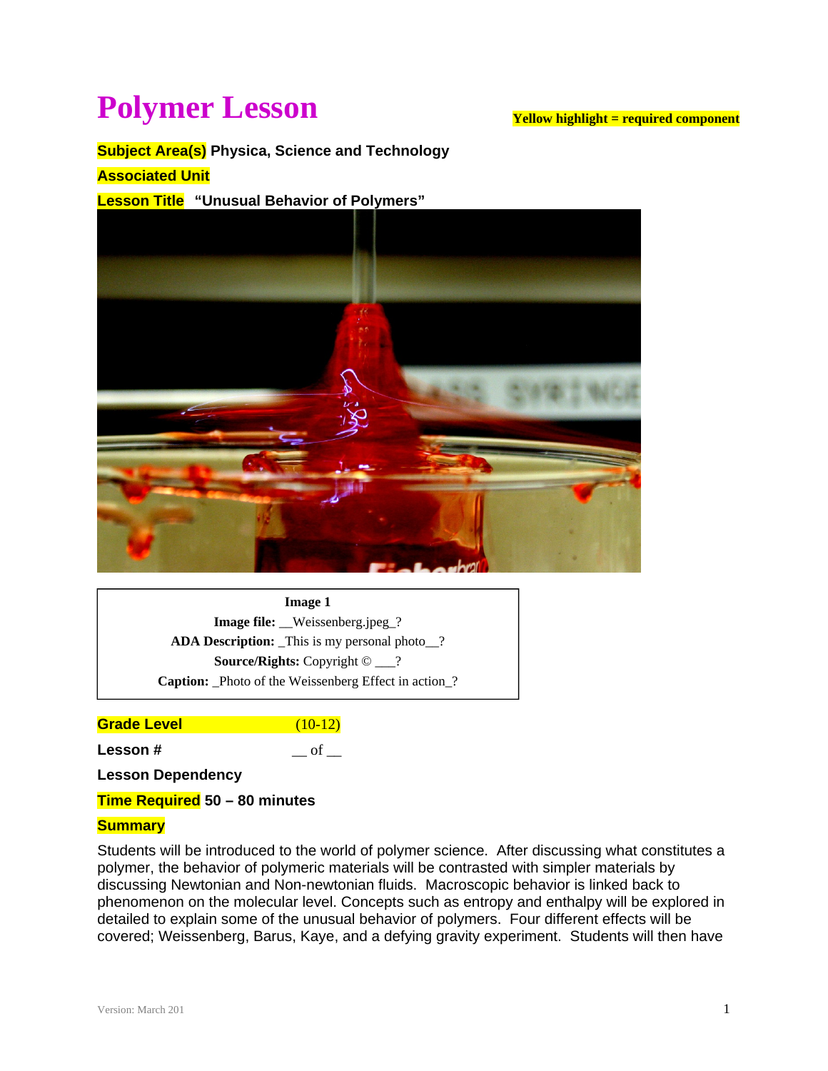# Polymer Lesson

**Yellow highlight = required component**

**Subject Area(s)** **Physica, Science and Technology**

**Associated Unit**

**Lesson Title** **"Unusual Behavior of Polymers"**

**Image 1**
**Image file:** __Weissenberg.jpeg_?
**ADA Description:** _This is my personal photo__?
**Source/Rights:** Copyright © ___?
**Caption:** _Photo of the Weissenberg Effect in action_?

**Grade Level** (10-12)

**Lesson #** __ of __

**Lesson Dependency**

**Time Required** **50 – 80 minutes**

**Summary**

Students will be introduced to the world of polymer science. After discussing what constitutes a polymer, the behavior of polymeric materials will be contrasted with simpler materials by discussing Newtonian and Non-newtonian fluids. Macroscopic behavior is linked back to phenomenon on the molecular level. Concepts such as entropy and enthalpy will be explored in detailed to explain some of the unusual behavior of polymers. Four different effects will be covered; Weissenberg, Barus, Kaye, and a defying gravity experiment. Students will then have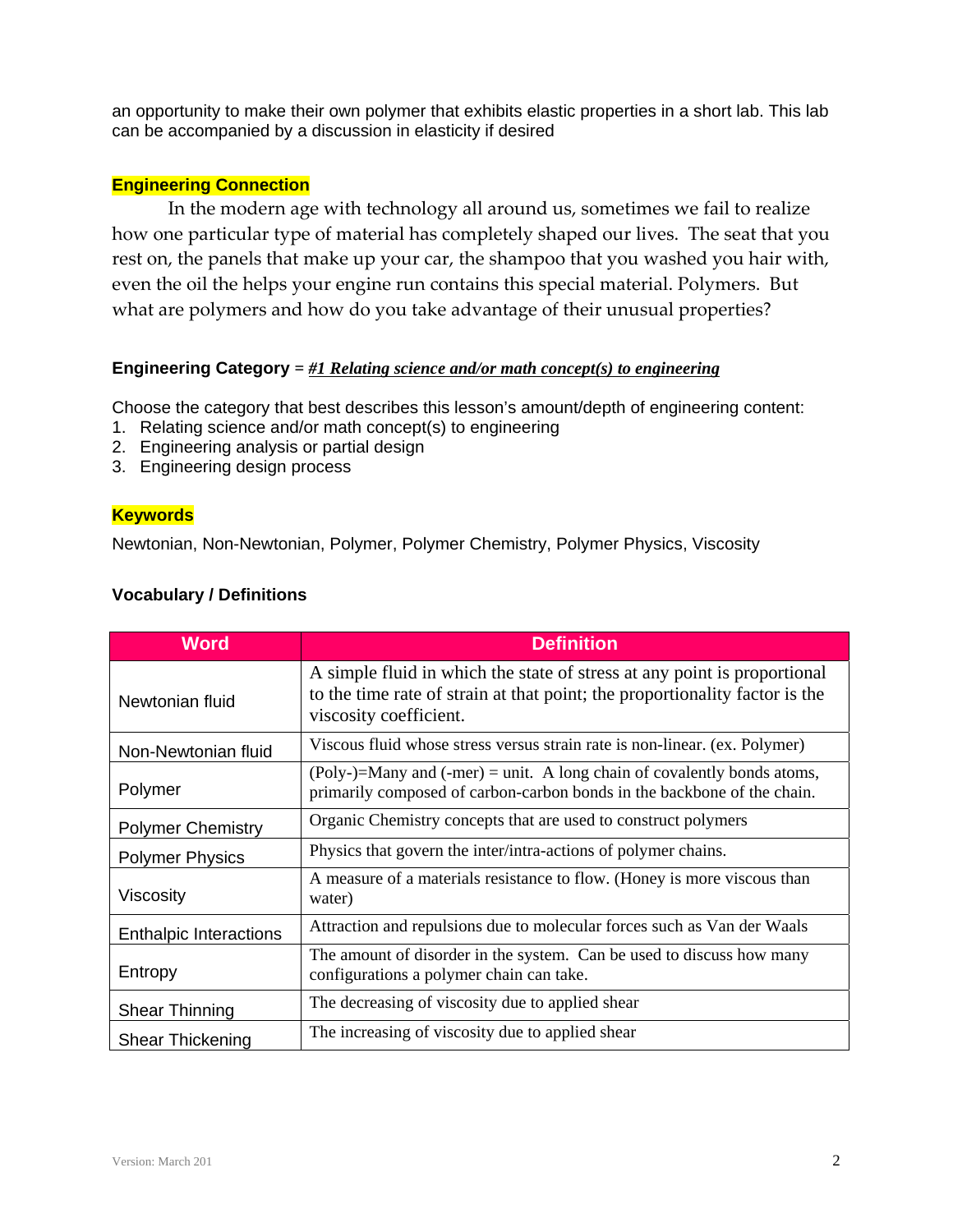an opportunity to make their own polymer that exhibits elastic properties in a short lab. This lab can be accompanied by a discussion in elasticity if desired

## Engineering Connection

In the modern age with technology all around us, sometimes we fail to realize how one particular type of material has completely shaped our lives. The seat that you rest on, the panels that make up your car, the shampoo that you washed you hair with, even the oil the helps your engine run contains this special material. Polymers. But what are polymers and how do you take advantage of their unusual properties?

**Engineering Category** = ***#1 Relating science and/or math concept(s) to engineering***

Choose the category that best describes this lesson's amount/depth of engineering content:

1. Relating science and/or math concept(s) to engineering
2. Engineering analysis or partial design
3. Engineering design process

## Keywords

Newtonian, Non-Newtonian, Polymer, Polymer Chemistry, Polymer Physics, Viscosity

### Vocabulary / Definitions

| Word | Definition |
| --- | --- |
| Newtonian fluid | A simple fluid in which the state of stress at any point is proportional to the time rate of strain at that point; the proportionality factor is the viscosity coefficient. |
| Non-Newtonian fluid | Viscous fluid whose stress versus strain rate is non-linear. (ex. Polymer) |
| Polymer | (Poly-)=Many and (-mer) = unit. A long chain of covalently bonds atoms, primarily composed of carbon-carbon bonds in the backbone of the chain. |
| Polymer Chemistry | Organic Chemistry concepts that are used to construct polymers |
| Polymer Physics | Physics that govern the inter/intra-actions of polymer chains. |
| Viscosity | A measure of a materials resistance to flow. (Honey is more viscous than water) |
| Enthalpic Interactions | Attraction and repulsions due to molecular forces such as Van der Waals |
| Entropy | The amount of disorder in the system. Can be used to discuss how many configurations a polymer chain can take. |
| Shear Thinning | The decreasing of viscosity due to applied shear |
| Shear Thickening | The increasing of viscosity due to applied shear |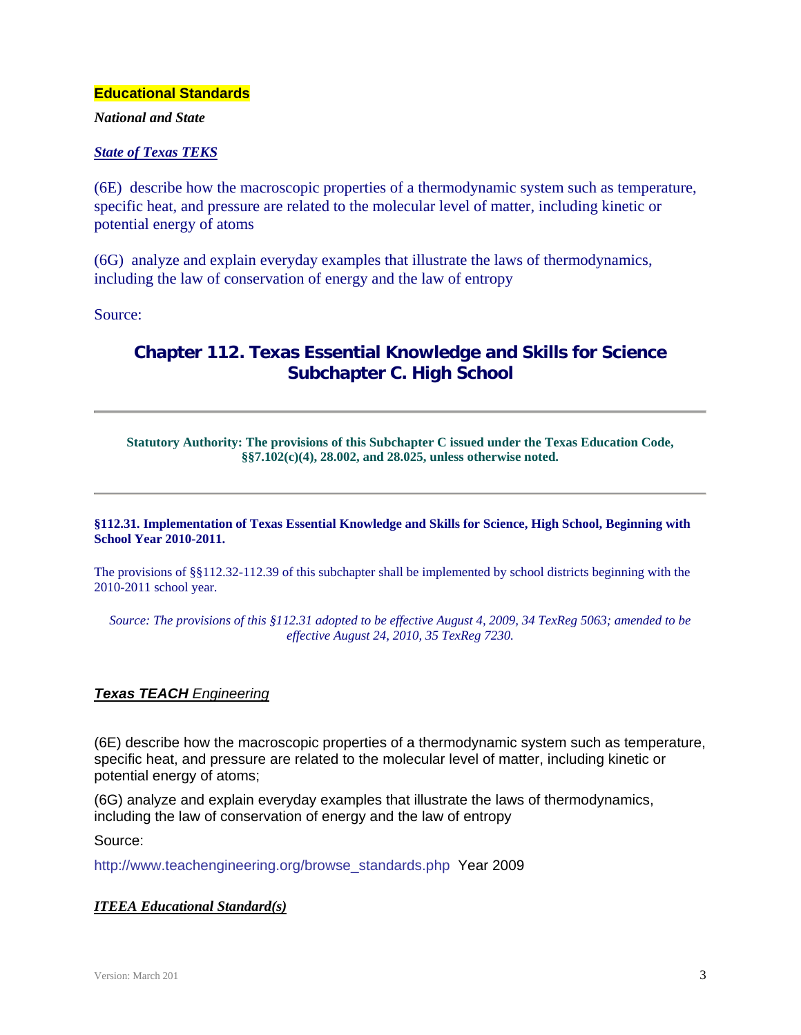**Educational Standards**

***National and State***

***State of Texas TEKS***

(6E) describe how the macroscopic properties of a thermodynamic system such as temperature, specific heat, and pressure are related to the molecular level of matter, including kinetic or potential energy of atoms

(6G) analyze and explain everyday examples that illustrate the laws of thermodynamics, including the law of conservation of energy and the law of entropy

Source:

## Chapter 112. Texas Essential Knowledge and Skills for Science Subchapter C. High School

---

**Statutory Authority: The provisions of this Subchapter C issued under the Texas Education Code, §§7.102(c)(4), 28.002, and 28.025, unless otherwise noted.**

---

**§112.31. Implementation of Texas Essential Knowledge and Skills for Science, High School, Beginning with School Year 2010-2011.**

The provisions of §§112.32-112.39 of this subchapter shall be implemented by school districts beginning with the 2010-2011 school year.

*Source: The provisions of this §112.31 adopted to be effective August 4, 2009, 34 TexReg 5063; amended to be effective August 24, 2010, 35 TexReg 7230.*

***Texas TEACH*** *Engineering*

(6E) describe how the macroscopic properties of a thermodynamic system such as temperature, specific heat, and pressure are related to the molecular level of matter, including kinetic or potential energy of atoms;

(6G) analyze and explain everyday examples that illustrate the laws of thermodynamics, including the law of conservation of energy and the law of entropy

Source:

http://www.teachengineering.org/browse_standards.php Year 2009

***ITEEA Educational Standard(s)***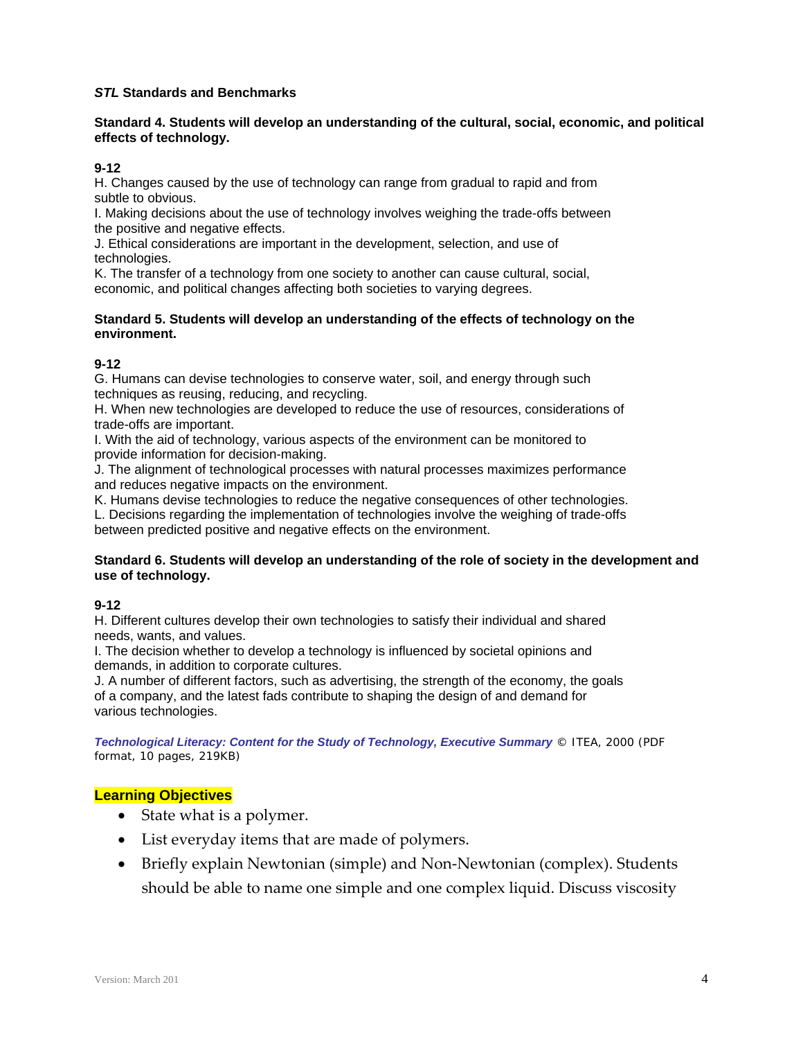***STL* Standards and Benchmarks**

**Standard 4. Students will develop an understanding of the cultural, social, economic, and political effects of technology.**

**9-12**

H. Changes caused by the use of technology can range from gradual to rapid and from subtle to obvious.
I. Making decisions about the use of technology involves weighing the trade-offs between the positive and negative effects.
J. Ethical considerations are important in the development, selection, and use of technologies.
K. The transfer of a technology from one society to another can cause cultural, social, economic, and political changes affecting both societies to varying degrees.

**Standard 5. Students will develop an understanding of the effects of technology on the environment.**

**9-12**

G. Humans can devise technologies to conserve water, soil, and energy through such techniques as reusing, reducing, and recycling.
H. When new technologies are developed to reduce the use of resources, considerations of trade-offs are important.
I. With the aid of technology, various aspects of the environment can be monitored to provide information for decision-making.
J. The alignment of technological processes with natural processes maximizes performance and reduces negative impacts on the environment.
K. Humans devise technologies to reduce the negative consequences of other technologies.
L. Decisions regarding the implementation of technologies involve the weighing of trade-offs between predicted positive and negative effects on the environment.

**Standard 6. Students will develop an understanding of the role of society in the development and use of technology.**

**9-12**

H. Different cultures develop their own technologies to satisfy their individual and shared needs, wants, and values.
I. The decision whether to develop a technology is influenced by societal opinions and demands, in addition to corporate cultures.
J. A number of different factors, such as advertising, the strength of the economy, the goals of a company, and the latest fads contribute to shaping the design of and demand for various technologies.

***Technological Literacy: Content for the Study of Technology, Executive Summary*** © ITEA, 2000 (PDF format, 10 pages, 219KB)

## Learning Objectives

- State what is a polymer.
- List everyday items that are made of polymers.
- Briefly explain Newtonian (simple) and Non-Newtonian (complex). Students should be able to name one simple and one complex liquid. Discuss viscosity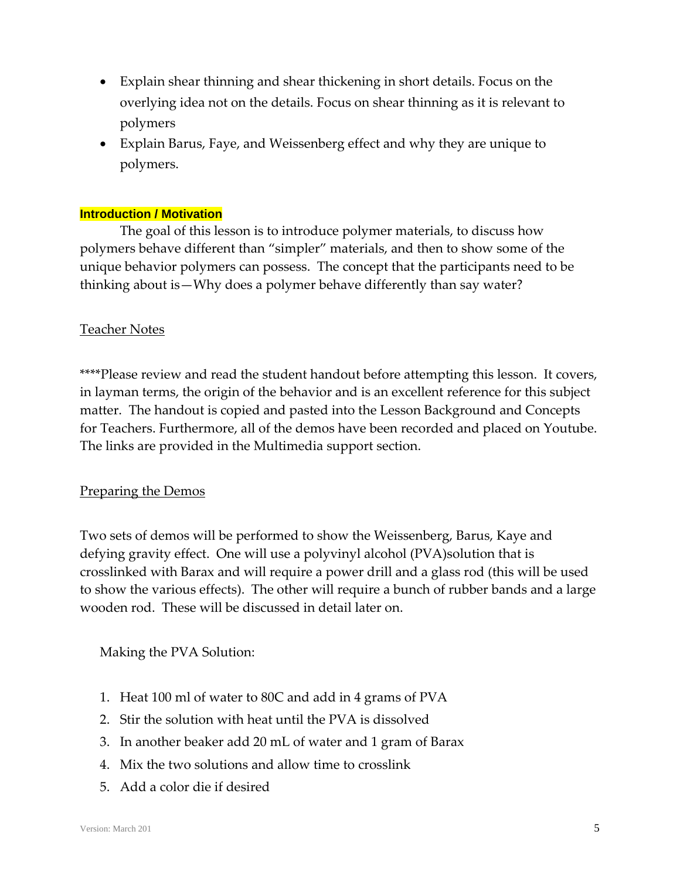- Explain shear thinning and shear thickening in short details. Focus on the overlying idea not on the details. Focus on shear thinning as it is relevant to polymers
- Explain Barus, Faye, and Weissenberg effect and why they are unique to polymers.

**Introduction / Motivation**

The goal of this lesson is to introduce polymer materials, to discuss how polymers behave different than "simpler" materials, and then to show some of the unique behavior polymers can possess. The concept that the participants need to be thinking about is—Why does a polymer behave differently than say water?

Teacher Notes

****Please review and read the student handout before attempting this lesson. It covers, in layman terms, the origin of the behavior and is an excellent reference for this subject matter. The handout is copied and pasted into the Lesson Background and Concepts for Teachers. Furthermore, all of the demos have been recorded and placed on Youtube. The links are provided in the Multimedia support section.

Preparing the Demos

Two sets of demos will be performed to show the Weissenberg, Barus, Kaye and defying gravity effect. One will use a polyvinyl alcohol (PVA)solution that is crosslinked with Barax and will require a power drill and a glass rod (this will be used to show the various effects). The other will require a bunch of rubber bands and a large wooden rod. These will be discussed in detail later on.

Making the PVA Solution:

1. Heat 100 ml of water to 80C and add in 4 grams of PVA
2. Stir the solution with heat until the PVA is dissolved
3. In another beaker add 20 mL of water and 1 gram of Barax
4. Mix the two solutions and allow time to crosslink
5. Add a color die if desired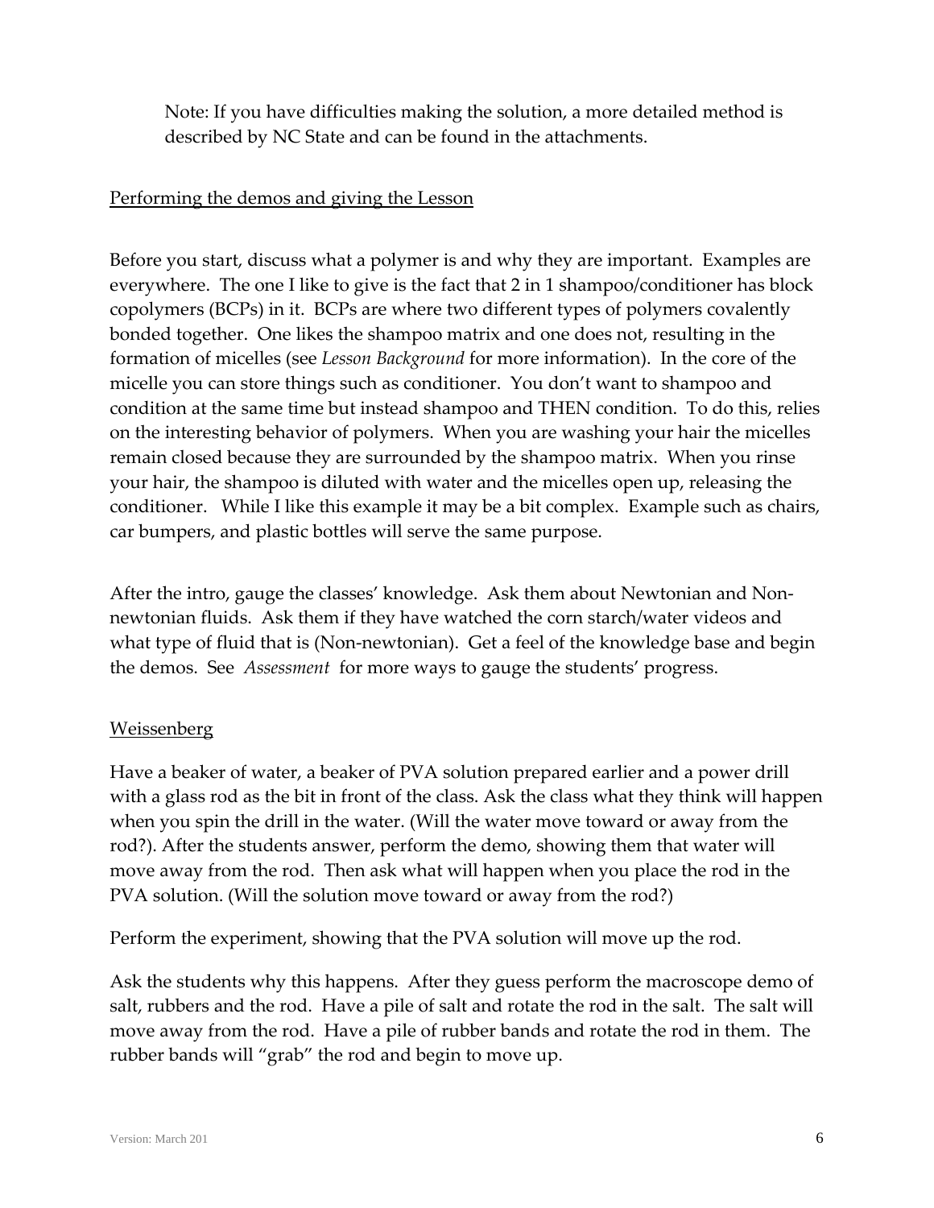Note: If you have difficulties making the solution, a more detailed method is described by NC State and can be found in the attachments.

## Performing the demos and giving the Lesson

Before you start, discuss what a polymer is and why they are important. Examples are everywhere. The one I like to give is the fact that 2 in 1 shampoo/conditioner has block copolymers (BCPs) in it. BCPs are where two different types of polymers covalently bonded together. One likes the shampoo matrix and one does not, resulting in the formation of micelles (see *Lesson Background* for more information). In the core of the micelle you can store things such as conditioner. You don't want to shampoo and condition at the same time but instead shampoo and THEN condition. To do this, relies on the interesting behavior of polymers. When you are washing your hair the micelles remain closed because they are surrounded by the shampoo matrix. When you rinse your hair, the shampoo is diluted with water and the micelles open up, releasing the conditioner. While I like this example it may be a bit complex. Example such as chairs, car bumpers, and plastic bottles will serve the same purpose.

After the intro, gauge the classes' knowledge. Ask them about Newtonian and Non-newtonian fluids. Ask them if they have watched the corn starch/water videos and what type of fluid that is (Non-newtonian). Get a feel of the knowledge base and begin the demos. See *Assessment* for more ways to gauge the students' progress.

### Weissenberg

Have a beaker of water, a beaker of PVA solution prepared earlier and a power drill with a glass rod as the bit in front of the class. Ask the class what they think will happen when you spin the drill in the water. (Will the water move toward or away from the rod?). After the students answer, perform the demo, showing them that water will move away from the rod. Then ask what will happen when you place the rod in the PVA solution. (Will the solution move toward or away from the rod?)

Perform the experiment, showing that the PVA solution will move up the rod.

Ask the students why this happens. After they guess perform the macroscope demo of salt, rubbers and the rod. Have a pile of salt and rotate the rod in the salt. The salt will move away from the rod. Have a pile of rubber bands and rotate the rod in them. The rubber bands will "grab" the rod and begin to move up.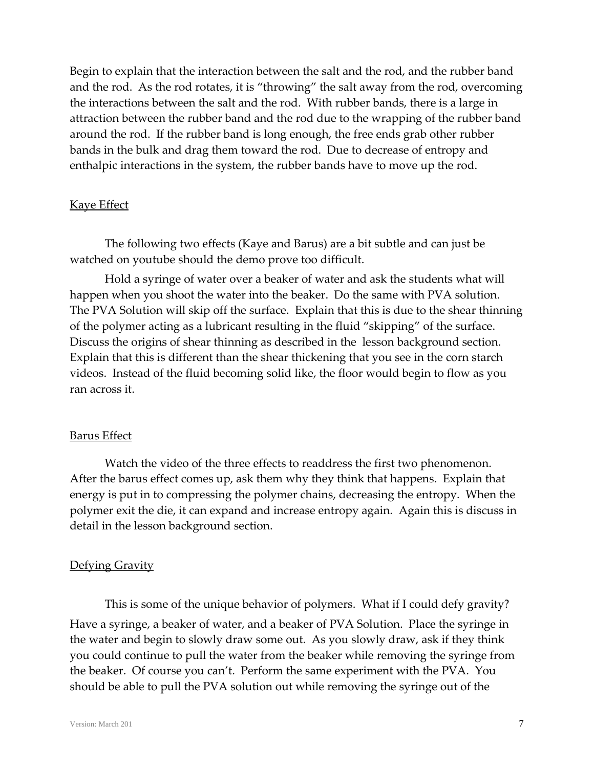Begin to explain that the interaction between the salt and the rod, and the rubber band and the rod. As the rod rotates, it is "throwing" the salt away from the rod, overcoming the interactions between the salt and the rod. With rubber bands, there is a large in attraction between the rubber band and the rod due to the wrapping of the rubber band around the rod. If the rubber band is long enough, the free ends grab other rubber bands in the bulk and drag them toward the rod. Due to decrease of entropy and enthalpic interactions in the system, the rubber bands have to move up the rod.

## Kaye Effect

The following two effects (Kaye and Barus) are a bit subtle and can just be watched on youtube should the demo prove too difficult.

Hold a syringe of water over a beaker of water and ask the students what will happen when you shoot the water into the beaker. Do the same with PVA solution. The PVA Solution will skip off the surface. Explain that this is due to the shear thinning of the polymer acting as a lubricant resulting in the fluid "skipping" of the surface. Discuss the origins of shear thinning as described in the lesson background section. Explain that this is different than the shear thickening that you see in the corn starch videos. Instead of the fluid becoming solid like, the floor would begin to flow as you ran across it.

## Barus Effect

Watch the video of the three effects to readdress the first two phenomenon. After the barus effect comes up, ask them why they think that happens. Explain that energy is put in to compressing the polymer chains, decreasing the entropy. When the polymer exit the die, it can expand and increase entropy again. Again this is discuss in detail in the lesson background section.

## Defying Gravity

This is some of the unique behavior of polymers. What if I could defy gravity? Have a syringe, a beaker of water, and a beaker of PVA Solution. Place the syringe in the water and begin to slowly draw some out. As you slowly draw, ask if they think you could continue to pull the water from the beaker while removing the syringe from the beaker. Of course you can't. Perform the same experiment with the PVA. You should be able to pull the PVA solution out while removing the syringe out of the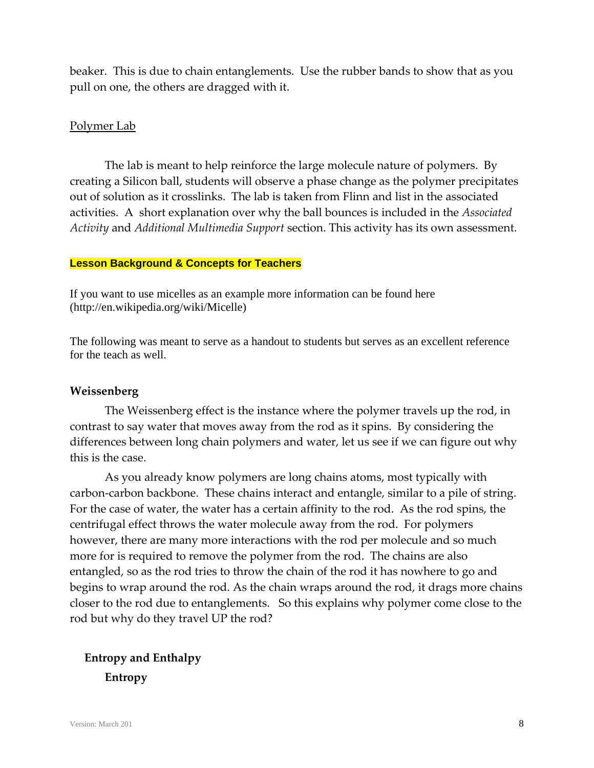beaker. This is due to chain entanglements. Use the rubber bands to show that as you pull on one, the others are dragged with it.

Polymer Lab

The lab is meant to help reinforce the large molecule nature of polymers. By creating a Silicon ball, students will observe a phase change as the polymer precipitates out of solution as it crosslinks. The lab is taken from Flinn and list in the associated activities. A short explanation over why the ball bounces is included in the *Associated Activity* and *Additional Multimedia Support* section. This activity has its own assessment.

**Lesson Background & Concepts for Teachers**

If you want to use micelles as an example more information can be found here (http://en.wikipedia.org/wiki/Micelle)

The following was meant to serve as a handout to students but serves as an excellent reference for the teach as well.

**Weissenberg**

The Weissenberg effect is the instance where the polymer travels up the rod, in contrast to say water that moves away from the rod as it spins. By considering the differences between long chain polymers and water, let us see if we can figure out why this is the case.

As you already know polymers are long chains atoms, most typically with carbon-carbon backbone. These chains interact and entangle, similar to a pile of string. For the case of water, the water has a certain affinity to the rod. As the rod spins, the centrifugal effect throws the water molecule away from the rod. For polymers however, there are many more interactions with the rod per molecule and so much more for is required to remove the polymer from the rod. The chains are also entangled, so as the rod tries to throw the chain of the rod it has nowhere to go and begins to wrap around the rod. As the chain wraps around the rod, it drags more chains closer to the rod due to entanglements. So this explains why polymer come close to the rod but why do they travel UP the rod?

**Entropy and Enthalpy**

**Entropy**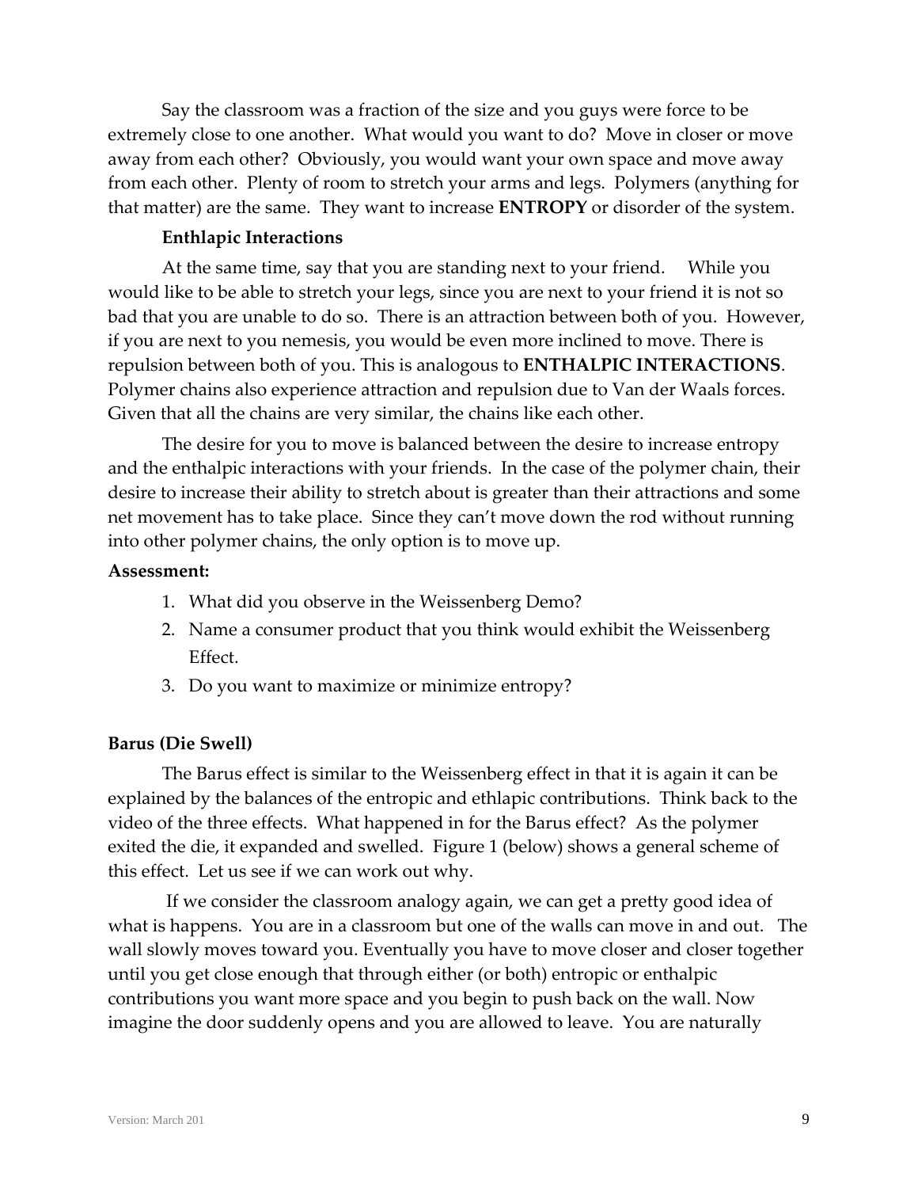Say the classroom was a fraction of the size and you guys were force to be extremely close to one another. What would you want to do? Move in closer or move away from each other? Obviously, you would want your own space and move away from each other. Plenty of room to stretch your arms and legs. Polymers (anything for that matter) are the same. They want to increase **ENTROPY** or disorder of the system.

**Enthlapic Interactions**

At the same time, say that you are standing next to your friend. While you would like to be able to stretch your legs, since you are next to your friend it is not so bad that you are unable to do so. There is an attraction between both of you. However, if you are next to you nemesis, you would be even more inclined to move. There is repulsion between both of you. This is analogous to **ENTHALPIC INTERACTIONS**. Polymer chains also experience attraction and repulsion due to Van der Waals forces. Given that all the chains are very similar, the chains like each other.

The desire for you to move is balanced between the desire to increase entropy and the enthalpic interactions with your friends. In the case of the polymer chain, their desire to increase their ability to stretch about is greater than their attractions and some net movement has to take place. Since they can't move down the rod without running into other polymer chains, the only option is to move up.

**Assessment:**

1. What did you observe in the Weissenberg Demo?
2. Name a consumer product that you think would exhibit the Weissenberg Effect.
3. Do you want to maximize or minimize entropy?

**Barus (Die Swell)**

The Barus effect is similar to the Weissenberg effect in that it is again it can be explained by the balances of the entropic and ethlapic contributions. Think back to the video of the three effects. What happened in for the Barus effect? As the polymer exited the die, it expanded and swelled. Figure 1 (below) shows a general scheme of this effect. Let us see if we can work out why.

If we consider the classroom analogy again, we can get a pretty good idea of what is happens. You are in a classroom but one of the walls can move in and out. The wall slowly moves toward you. Eventually you have to move closer and closer together until you get close enough that through either (or both) entropic or enthalpic contributions you want more space and you begin to push back on the wall. Now imagine the door suddenly opens and you are allowed to leave. You are naturally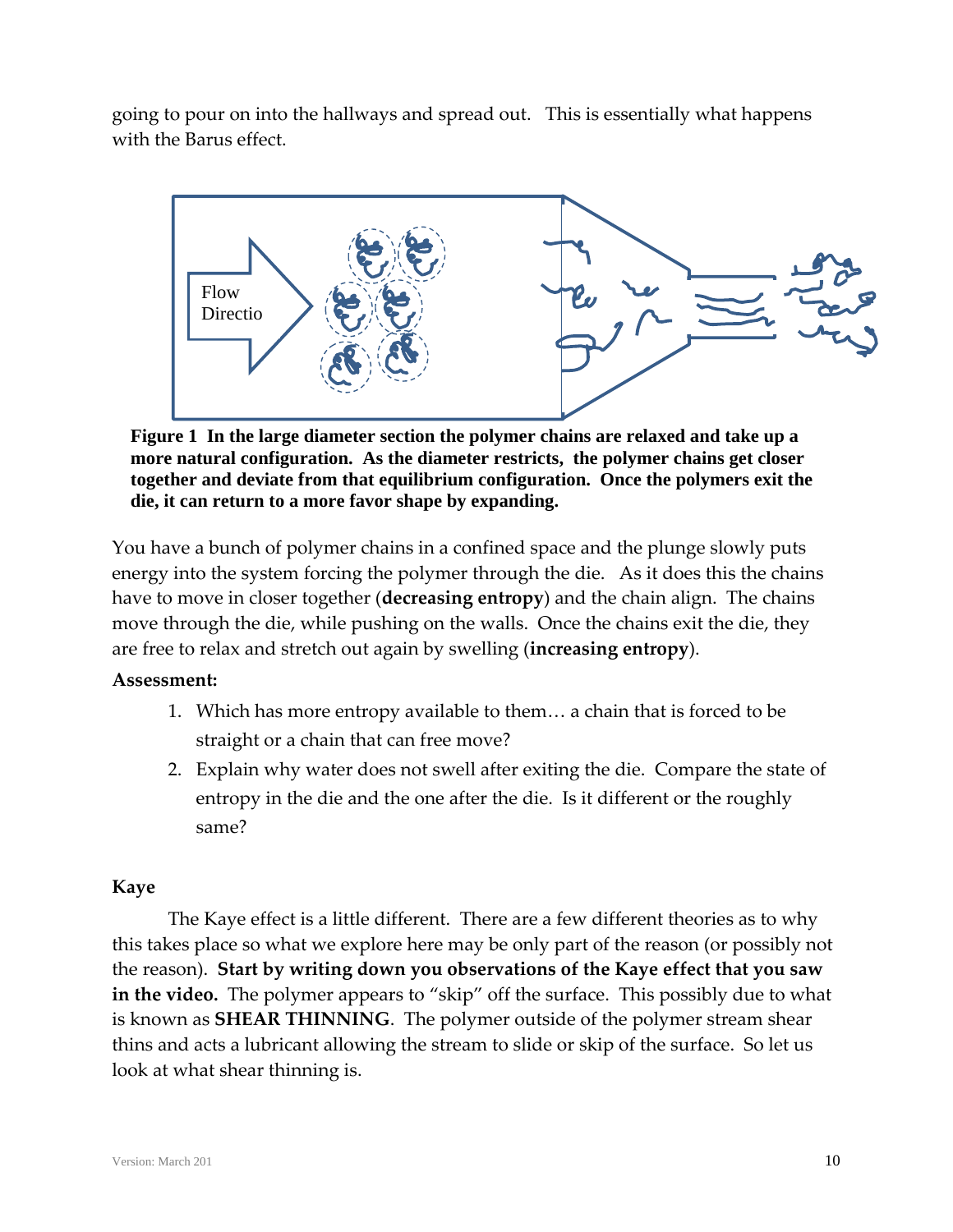going to pour on into the hallways and spread out. This is essentially what happens with the Barus effect.

**Figure 1 In the large diameter section the polymer chains are relaxed and take up a more natural configuration. As the diameter restricts, the polymer chains get closer together and deviate from that equilibrium configuration. Once the polymers exit the die, it can return to a more favor shape by expanding.**

You have a bunch of polymer chains in a confined space and the plunge slowly puts energy into the system forcing the polymer through the die. As it does this the chains have to move in closer together (**decreasing entropy**) and the chain align. The chains move through the die, while pushing on the walls. Once the chains exit the die, they are free to relax and stretch out again by swelling (**increasing entropy**).

**Assessment:**

1. Which has more entropy available to them… a chain that is forced to be straight or a chain that can free move?
2. Explain why water does not swell after exiting the die. Compare the state of entropy in the die and the one after the die. Is it different or the roughly same?

**Kaye**

The Kaye effect is a little different. There are a few different theories as to why this takes place so what we explore here may be only part of the reason (or possibly not the reason). **Start by writing down you observations of the Kaye effect that you saw in the video.** The polymer appears to "skip" off the surface. This possibly due to what is known as **SHEAR THINNING**. The polymer outside of the polymer stream shear thins and acts a lubricant allowing the stream to slide or skip of the surface. So let us look at what shear thinning is.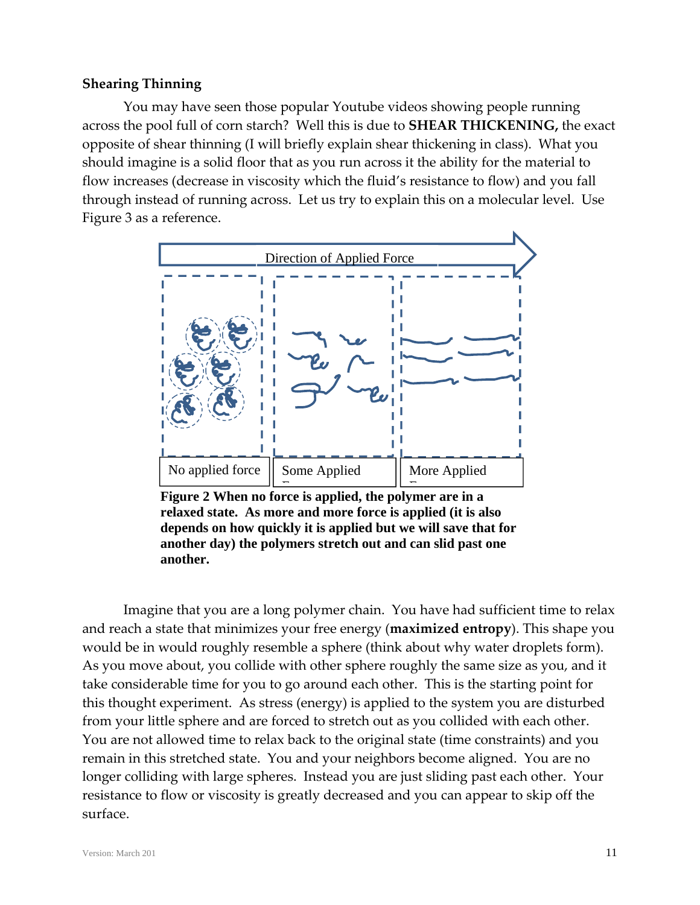### Shearing Thinning

You may have seen those popular Youtube videos showing people running across the pool full of corn starch? Well this is due to **SHEAR THICKENING,** the exact opposite of shear thinning (I will briefly explain shear thickening in class). What you should imagine is a solid floor that as you run across it the ability for the material to flow increases (decrease in viscosity which the fluid's resistance to flow) and you fall through instead of running across. Let us try to explain this on a molecular level. Use Figure 3 as a reference.

Direction of Applied Force

No applied force | Some Applied Force | More Applied Force

**Figure 2 When no force is applied, the polymer are in a relaxed state. As more and more force is applied (it is also depends on how quickly it is applied but we will save that for another day) the polymers stretch out and can slid past one another.**

Imagine that you are a long polymer chain. You have had sufficient time to relax and reach a state that minimizes your free energy (**maximized entropy**). This shape you would be in would roughly resemble a sphere (think about why water droplets form). As you move about, you collide with other sphere roughly the same size as you, and it take considerable time for you to go around each other. This is the starting point for this thought experiment. As stress (energy) is applied to the system you are disturbed from your little sphere and are forced to stretch out as you collided with each other. You are not allowed time to relax back to the original state (time constraints) and you remain in this stretched state. You and your neighbors become aligned. You are no longer colliding with large spheres. Instead you are just sliding past each other. Your resistance to flow or viscosity is greatly decreased and you can appear to skip off the surface.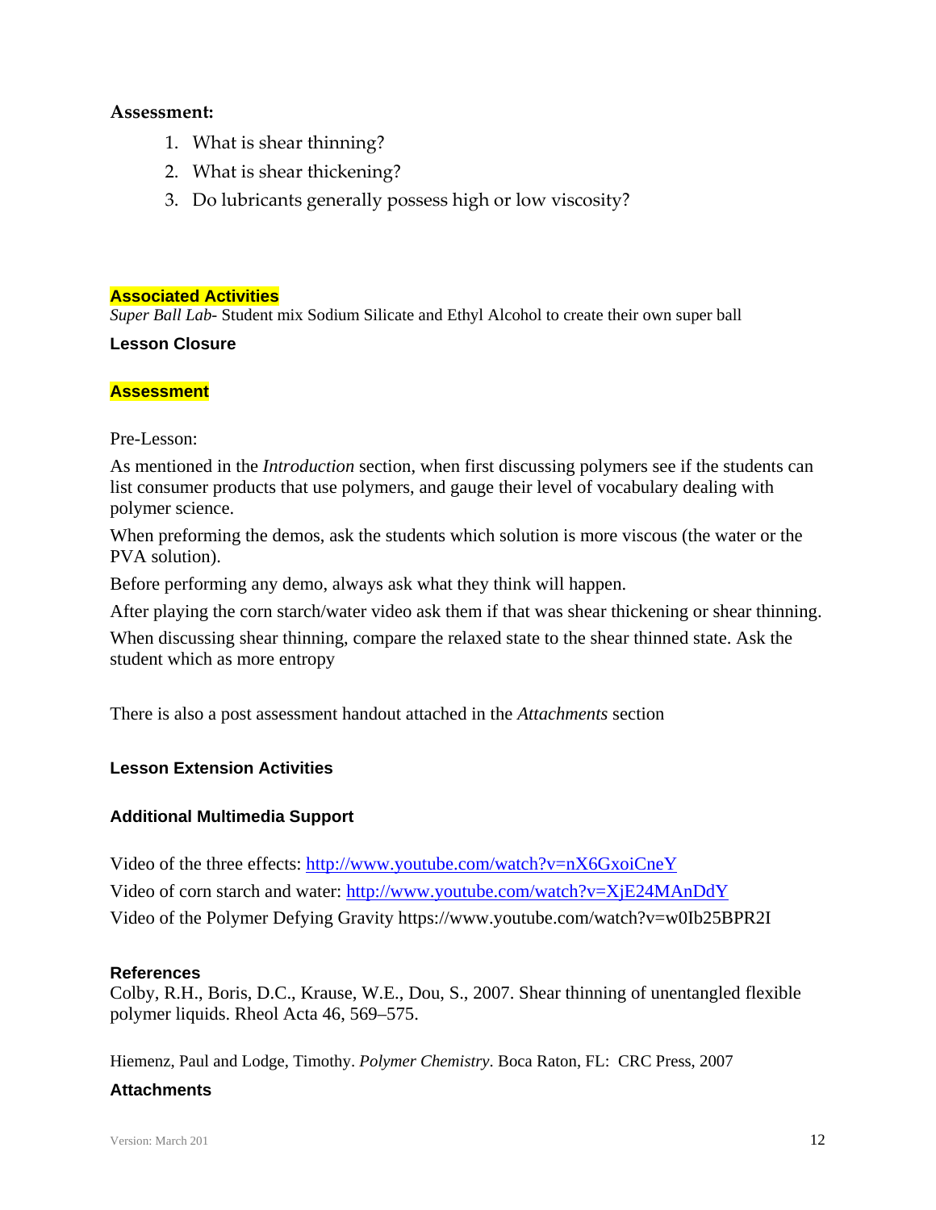**Assessment:**

1. What is shear thinning?
2. What is shear thickening?
3. Do lubricants generally possess high or low viscosity?

## Associated Activities

*Super Ball Lab*- Student mix Sodium Silicate and Ethyl Alcohol to create their own super ball

## Lesson Closure

## Assessment

Pre-Lesson:

As mentioned in the *Introduction* section, when first discussing polymers see if the students can list consumer products that use polymers, and gauge their level of vocabulary dealing with polymer science.

When preforming the demos, ask the students which solution is more viscous (the water or the PVA solution).

Before performing any demo, always ask what they think will happen.

After playing the corn starch/water video ask them if that was shear thickening or shear thinning.

When discussing shear thinning, compare the relaxed state to the shear thinned state. Ask the student which as more entropy

There is also a post assessment handout attached in the *Attachments* section

## Lesson Extension Activities

## Additional Multimedia Support

Video of the three effects: [http://www.youtube.com/watch?v=nX6GxoiCneY](http://www.youtube.com/watch?v=nX6GxoiCneY)

Video of corn starch and water: [http://www.youtube.com/watch?v=XjE24MAnDdY](http://www.youtube.com/watch?v=XjE24MAnDdY)

Video of the Polymer Defying Gravity https://www.youtube.com/watch?v=w0Ib25BPR2I

## References

Colby, R.H., Boris, D.C., Krause, W.E., Dou, S., 2007. Shear thinning of unentangled flexible polymer liquids. Rheol Acta 46, 569–575.

Hiemenz, Paul and Lodge, Timothy. *Polymer Chemistry*. Boca Raton, FL: CRC Press, 2007

## Attachments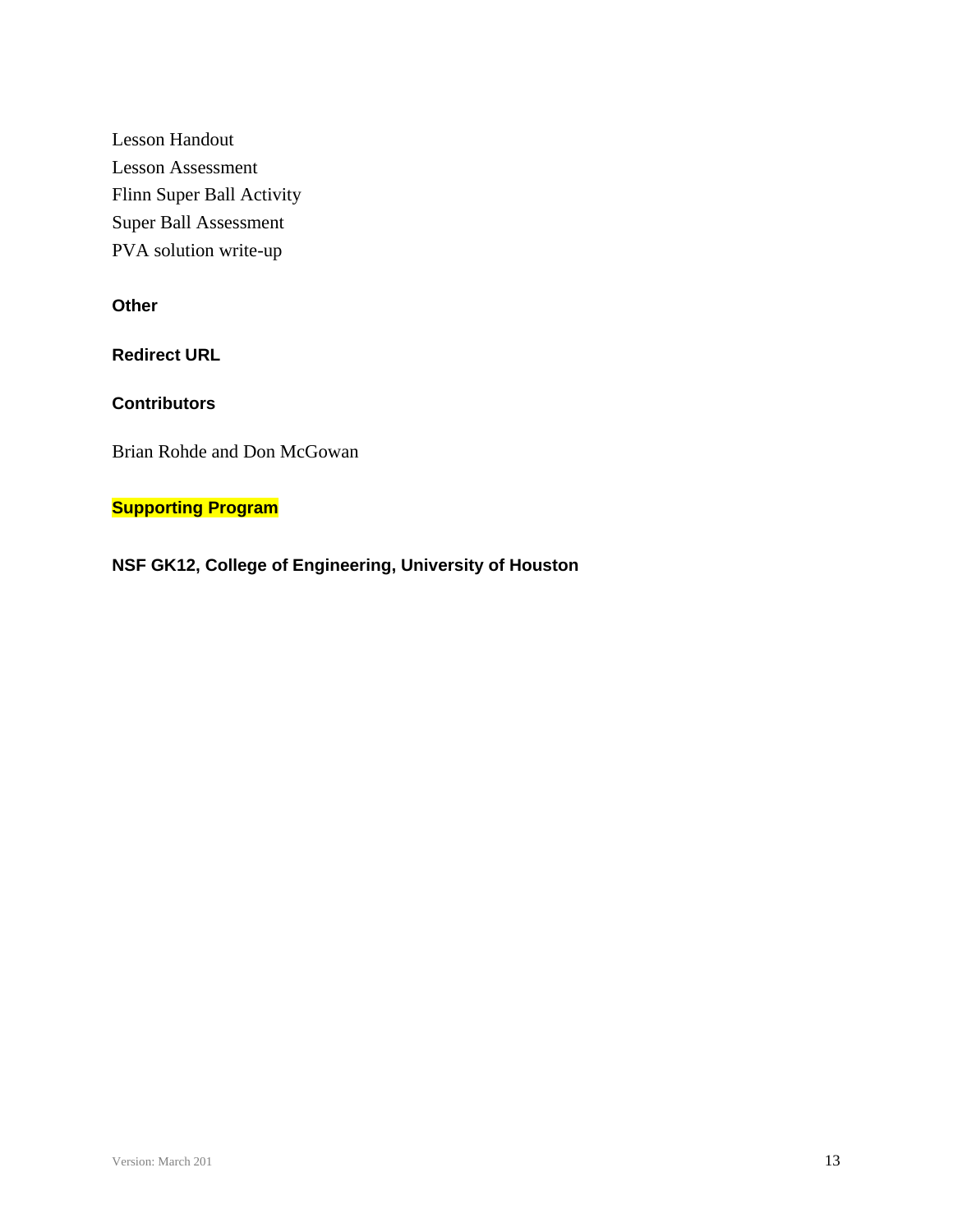Lesson Handout
Lesson Assessment
Flinn Super Ball Activity
Super Ball Assessment
PVA solution write-up

**Other**

**Redirect URL**

**Contributors**

Brian Rohde and Don McGowan

**Supporting Program**

**NSF GK12, College of Engineering, University of Houston**